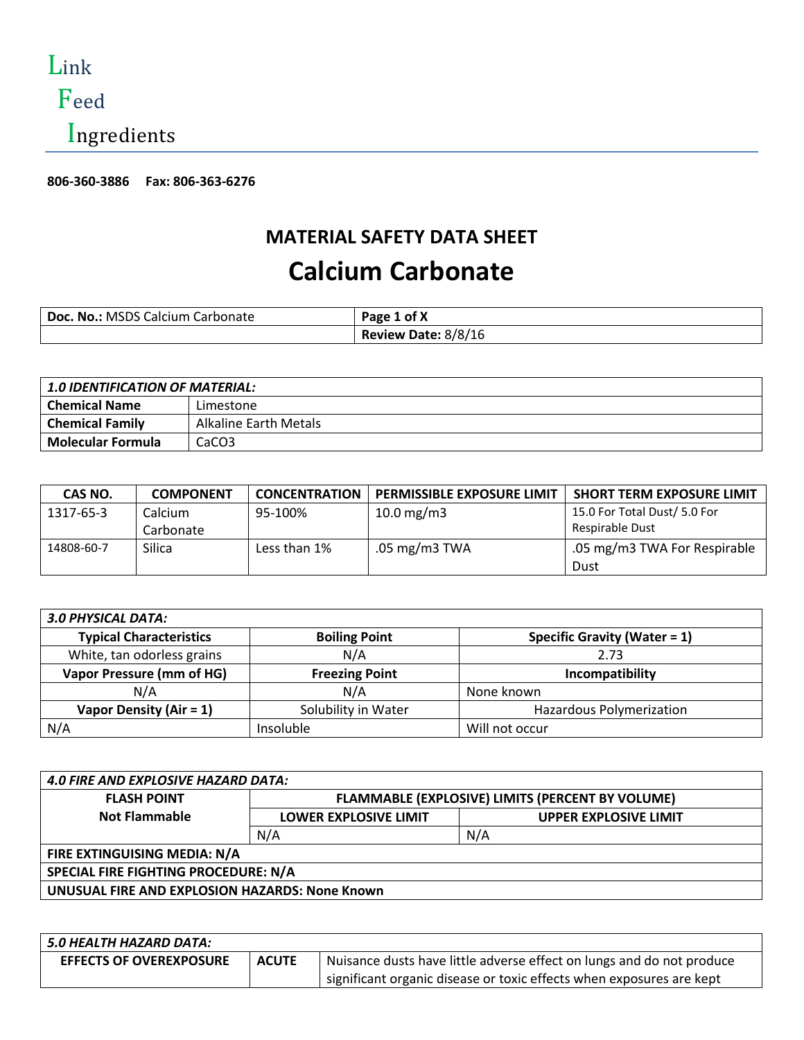Link
Feed
Ingredients

**806-360-3886 Fax: 806-363-6276**

# MATERIAL SAFETY DATA SHEET

# Calcium Carbonate

| **Doc. No.:** MSDS Calcium Carbonate | **Page 1 of X** |
|---|---|
| | **Review Date:** 8/8/16 |

| ***1.0 IDENTIFICATION OF MATERIAL:*** | |
|---|---|
| **Chemical Name** | Limestone |
| **Chemical Family** | Alkaline Earth Metals |
| **Molecular Formula** | $CaCO_3$ |

| CAS NO. | COMPONENT | CONCENTRATION | PERMISSIBLE EXPOSURE LIMIT | SHORT TERM EXPOSURE LIMIT |
|---|---|---|---|---|
| 1317-65-3 | Calcium Carbonate | 95-100% | 10.0 mg/m3 | 15.0 For Total Dust/ 5.0 For Respirable Dust |
| 14808-60-7 | Silica | Less than 1% | .05 mg/m3 TWA | .05 mg/m3 TWA For Respirable Dust |

| ***3.0 PHYSICAL DATA:*** | | |
|---|---|---|
| **Typical Characteristics** | **Boiling Point** | **Specific Gravity (Water = 1)** |
| White, tan odorless grains | N/A | 2.73 |
| **Vapor Pressure (mm of HG)** | **Freezing Point** | **Incompatibility** |
| N/A | N/A | None known |
| **Vapor Density (Air = 1)** | Solubility in Water | Hazardous Polymerization |
| N/A | Insoluble | Will not occur |

| ***4.0 FIRE AND EXPLOSIVE HAZARD DATA:*** | | |
|---|---|---|
| **FLASH POINT** | **FLAMMABLE (EXPLOSIVE) LIMITS (PERCENT BY VOLUME)** | |
| **Not Flammable** | **LOWER EXPLOSIVE LIMIT** | **UPPER EXPLOSIVE LIMIT** |
| | N/A | N/A |
| **FIRE EXTINGUISING MEDIA: N/A** | | |
| **SPECIAL FIRE FIGHTING PROCEDURE: N/A** | | |
| **UNUSUAL FIRE AND EXPLOSION HAZARDS: None Known** | | |

| ***5.0 HEALTH HAZARD DATA:*** | | |
|---|---|---|
| **EFFECTS OF OVEREXPOSURE** | **ACUTE** | Nuisance dusts have little adverse effect on lungs and do not produce significant organic disease or toxic effects when exposures are kept |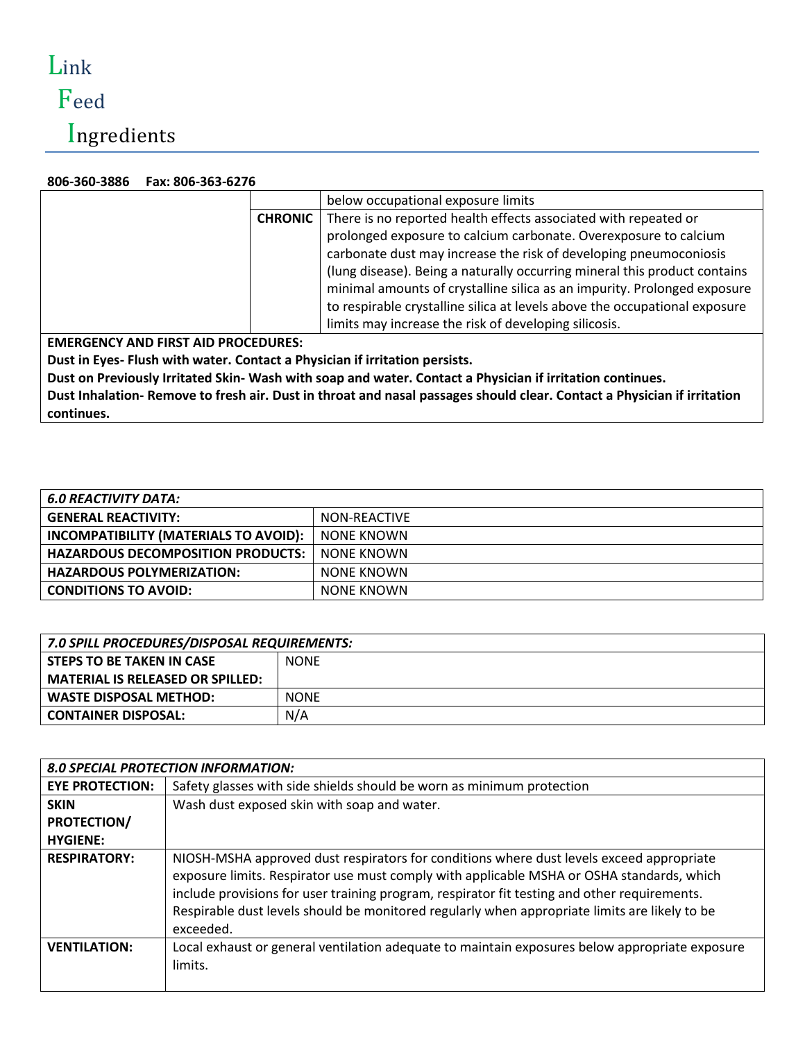| | | below occupational exposure limits |
|---|---|---|
| | **CHRONIC** | There is no reported health effects associated with repeated or prolonged exposure to calcium carbonate. Overexposure to calcium carbonate dust may increase the risk of developing pneumoconiosis (lung disease). Being a naturally occurring mineral this product contains minimal amounts of crystalline silica as an impurity. Prolonged exposure to respirable crystalline silica at levels above the occupational exposure limits may increase the risk of developing silicosis. |

**EMERGENCY AND FIRST AID PROCEDURES:**
**Dust in Eyes- Flush with water. Contact a Physician if irritation persists.**
**Dust on Previously Irritated Skin- Wash with soap and water. Contact a Physician if irritation continues.**
**Dust Inhalation- Remove to fresh air. Dust in throat and nasal passages should clear. Contact a Physician if irritation continues.**

| ***6.0 REACTIVITY DATA:*** | |
|---|---|
| **GENERAL REACTIVITY:** | NON-REACTIVE |
| **INCOMPATIBILITY (MATERIALS TO AVOID):** | NONE KNOWN |
| **HAZARDOUS DECOMPOSITION PRODUCTS:** | NONE KNOWN |
| **HAZARDOUS POLYMERIZATION:** | NONE KNOWN |
| **CONDITIONS TO AVOID:** | NONE KNOWN |

| ***7.0 SPILL PROCEDURES/DISPOSAL REQUIREMENTS:*** | |
|---|---|
| **STEPS TO BE TAKEN IN CASE MATERIAL IS RELEASED OR SPILLED:** | NONE |
| **WASTE DISPOSAL METHOD:** | NONE |
| **CONTAINER DISPOSAL:** | N/A |

| ***8.0 SPECIAL PROTECTION INFORMATION:*** | |
|---|---|
| **EYE PROTECTION:** | Safety glasses with side shields should be worn as minimum protection |
| **SKIN PROTECTION/ HYGIENE:** | Wash dust exposed skin with soap and water. |
| **RESPIRATORY:** | NIOSH-MSHA approved dust respirators for conditions where dust levels exceed appropriate exposure limits. Respirator use must comply with applicable MSHA or OSHA standards, which include provisions for user training program, respirator fit testing and other requirements. Respirable dust levels should be monitored regularly when appropriate limits are likely to be exceeded. |
| **VENTILATION:** | Local exhaust or general ventilation adequate to maintain exposures below appropriate exposure limits. |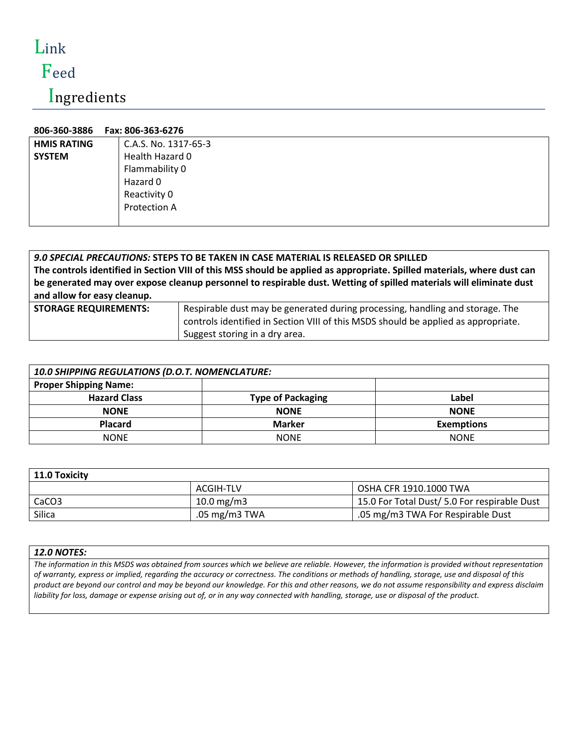Link
Feed
Ingredients

**806-360-3886 Fax: 806-363-6276**

| | |
|---|---|
| **HMIS RATING SYSTEM** | C.A.S. No. 1317-65-3<br>Health Hazard 0<br>Flammability 0<br>Hazard 0<br>Reactivity 0<br>Protection A |

| | |
|---|---|
| ***9.0 SPECIAL PRECAUTIONS:*** **STEPS TO BE TAKEN IN CASE MATERIAL IS RELEASED OR SPILLED The controls identified in Section VIII of this MSS should be applied as appropriate. Spilled materials, where dust can be generated may over expose cleanup personnel to respirable dust. Wetting of spilled materials will eliminate dust and allow for easy cleanup.** | |
| **STORAGE REQUIREMENTS:** | Respirable dust may be generated during processing, handling and storage. The controls identified in Section VIII of this MSDS should be applied as appropriate. Suggest storing in a dry area. |

| ***10.0 SHIPPING REGULATIONS (D.O.T. NOMENCLATURE:*** | | |
|---|---|---|
| **Proper Shipping Name:** | | |
| **Hazard Class** | **Type of Packaging** | **Label** |
| **NONE** | **NONE** | **NONE** |
| **Placard** | **Marker** | **Exemptions** |
| NONE | NONE | NONE |

| **11.0 Toxicity** | | |
|---|---|---|
| | ACGIH-TLV | OSHA CFR 1910.1000 TWA |
| $CaCO_3$ | 10.0 mg/m3 | 15.0 For Total Dust/ 5.0 For respirable Dust |
| Silica | .05 mg/m3 TWA | .05 mg/m3 TWA For Respirable Dust |

***12.0 NOTES:***

*The information in this MSDS was obtained from sources which we believe are reliable. However, the information is provided without representation of warranty, express or implied, regarding the accuracy or correctness. The conditions or methods of handling, storage, use and disposal of this product are beyond our control and may be beyond our knowledge. For this and other reasons, we do not assume responsibility and express disclaim liability for loss, damage or expense arising out of, or in any way connected with handling, storage, use or disposal of the product.*